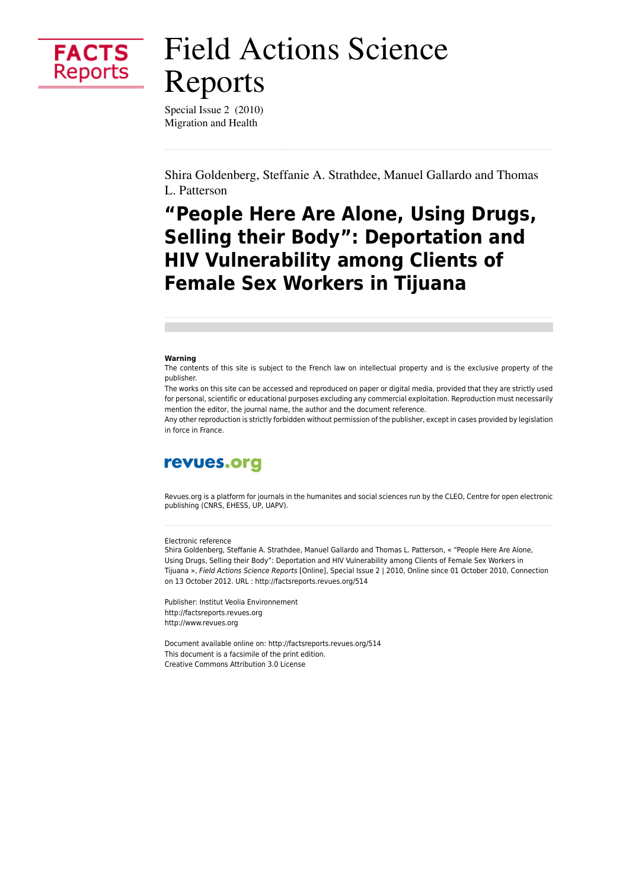FACTS Reports

# Field Actions Science Reports

Special Issue 2 (2010)
Migration and Health

Shira Goldenberg, Steffanie A. Strathdee, Manuel Gallardo and Thomas L. Patterson

# “People Here Are Alone, Using Drugs, Selling their Body”: Deportation and HIV Vulnerability among Clients of Female Sex Workers in Tijuana

**Warning**
The contents of this site is subject to the French law on intellectual property and is the exclusive property of the publisher.
The works on this site can be accessed and reproduced on paper or digital media, provided that they are strictly used for personal, scientific or educational purposes excluding any commercial exploitation. Reproduction must necessarily mention the editor, the journal name, the author and the document reference.
Any other reproduction is strictly forbidden without permission of the publisher, except in cases provided by legislation in force in France.

revues.org

Revues.org is a platform for journals in the humanites and social sciences run by the CLEO, Centre for open electronic publishing (CNRS, EHESS, UP, UAPV).

Electronic reference
Shira Goldenberg, Steffanie A. Strathdee, Manuel Gallardo and Thomas L. Patterson, « “People Here Are Alone, Using Drugs, Selling their Body”: Deportation and HIV Vulnerability among Clients of Female Sex Workers in Tijuana », *Field Actions Science Reports* [Online], Special Issue 2 | 2010, Online since 01 October 2010, Connection on 13 October 2012. URL : http://factsreports.revues.org/514

Publisher: Institut Veolia Environnement
http://factsreports.revues.org
http://www.revues.org

Document available online on: http://factsreports.revues.org/514
This document is a facsimile of the print edition.
Creative Commons Attribution 3.0 License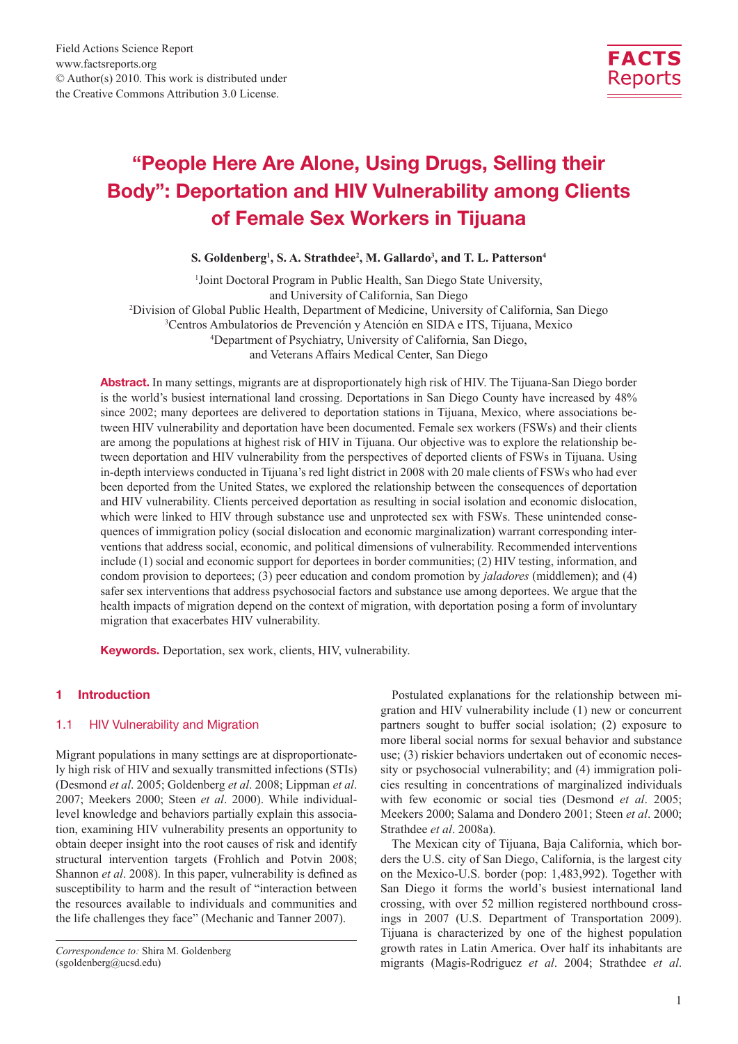# "People Here Are Alone, Using Drugs, Selling their Body": Deportation and HIV Vulnerability among Clients of Female Sex Workers in Tijuana

**S. Goldenberg[1], S. A. Strathdee[2], M. Gallardo[3], and T. L. Patterson[4]**

[1]Joint Doctoral Program in Public Health, San Diego State University, and University of California, San Diego
[2]Division of Global Public Health, Department of Medicine, University of California, San Diego
[3]Centros Ambulatorios de Prevención y Atención en SIDA e ITS, Tijuana, Mexico
[4]Department of Psychiatry, University of California, San Diego, and Veterans Affairs Medical Center, San Diego

**Abstract.** In many settings, migrants are at disproportionately high risk of HIV. The Tijuana-San Diego border is the world's busiest international land crossing. Deportations in San Diego County have increased by 48% since 2002; many deportees are delivered to deportation stations in Tijuana, Mexico, where associations between HIV vulnerability and deportation have been documented. Female sex workers (FSWs) and their clients are among the populations at highest risk of HIV in Tijuana. Our objective was to explore the relationship between deportation and HIV vulnerability from the perspectives of deported clients of FSWs in Tijuana. Using in-depth interviews conducted in Tijuana's red light district in 2008 with 20 male clients of FSWs who had ever been deported from the United States, we explored the relationship between the consequences of deportation and HIV vulnerability. Clients perceived deportation as resulting in social isolation and economic dislocation, which were linked to HIV through substance use and unprotected sex with FSWs. These unintended consequences of immigration policy (social dislocation and economic marginalization) warrant corresponding interventions that address social, economic, and political dimensions of vulnerability. Recommended interventions include (1) social and economic support for deportees in border communities; (2) HIV testing, information, and condom provision to deportees; (3) peer education and condom promotion by *jaladores* (middlemen); and (4) safer sex interventions that address psychosocial factors and substance use among deportees. We argue that the health impacts of migration depend on the context of migration, with deportation posing a form of involuntary migration that exacerbates HIV vulnerability.

**Keywords.** Deportation, sex work, clients, HIV, vulnerability.

## 1 Introduction

### 1.1 HIV Vulnerability and Migration

Migrant populations in many settings are at disproportionately high risk of HIV and sexually transmitted infections (STIs) (Desmond *et al*. 2005; Goldenberg *et al*. 2008; Lippman *et al*. 2007; Meekers 2000; Steen *et al*. 2000). While individual-level knowledge and behaviors partially explain this association, examining HIV vulnerability presents an opportunity to obtain deeper insight into the root causes of risk and identify structural intervention targets (Frohlich and Potvin 2008; Shannon *et al*. 2008). In this paper, vulnerability is defined as susceptibility to harm and the result of "interaction between the resources available to individuals and communities and the life challenges they face" (Mechanic and Tanner 2007).

Postulated explanations for the relationship between migration and HIV vulnerability include (1) new or concurrent partners sought to buffer social isolation; (2) exposure to more liberal social norms for sexual behavior and substance use; (3) riskier behaviors undertaken out of economic necessity or psychosocial vulnerability; and (4) immigration policies resulting in concentrations of marginalized individuals with few economic or social ties (Desmond *et al*. 2005; Meekers 2000; Salama and Dondero 2001; Steen *et al*. 2000; Strathdee *et al*. 2008a).

The Mexican city of Tijuana, Baja California, which borders the U.S. city of San Diego, California, is the largest city on the Mexico-U.S. border (pop: 1,483,992). Together with San Diego it forms the world's busiest international land crossing, with over 52 million registered northbound crossings in 2007 (U.S. Department of Transportation 2009). Tijuana is characterized by one of the highest population growth rates in Latin America. Over half its inhabitants are migrants (Magis-Rodriguez *et al*. 2004; Strathdee *et al*.

*Correspondence to:* Shira M. Goldenberg (sgoldenberg@ucsd.edu)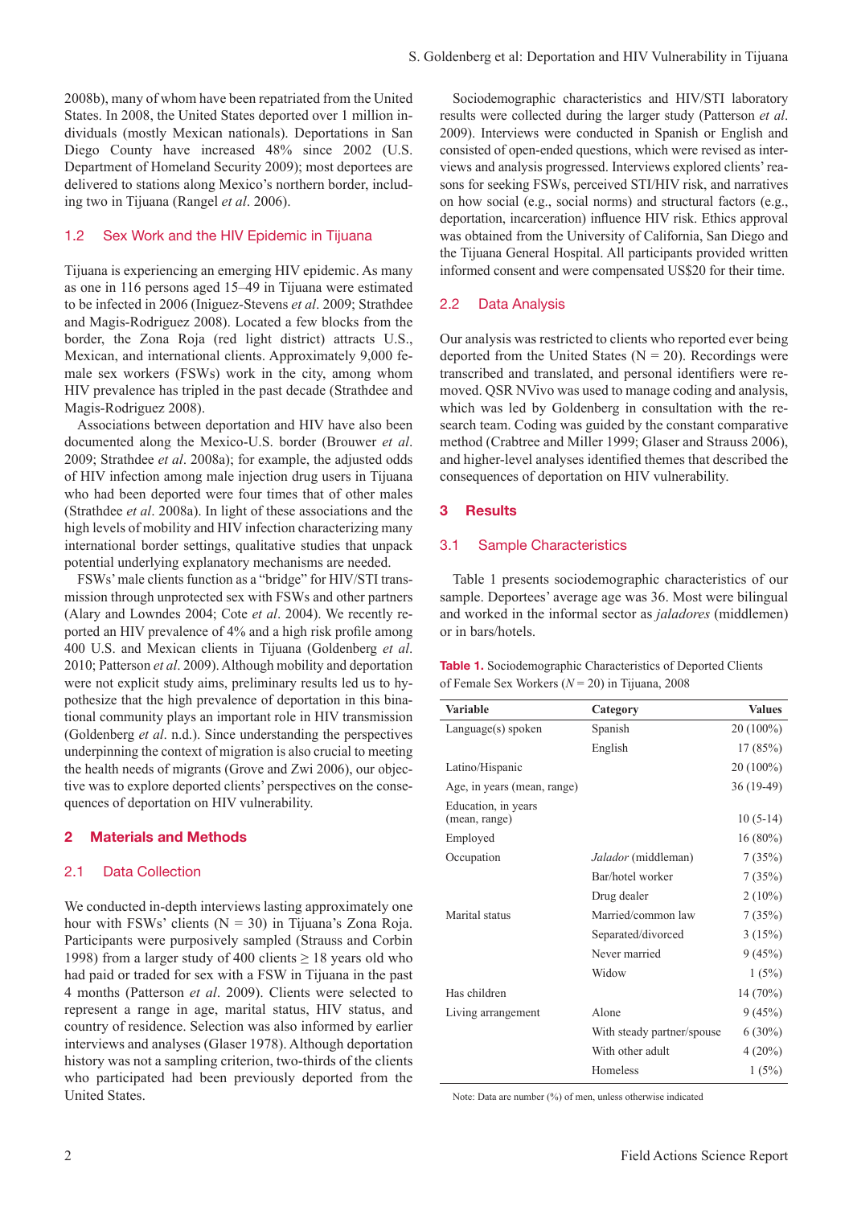2008b), many of whom have been repatriated from the United States. In 2008, the United States deported over 1 million individuals (mostly Mexican nationals). Deportations in San Diego County have increased 48% since 2002 (U.S. Department of Homeland Security 2009); most deportees are delivered to stations along Mexico's northern border, including two in Tijuana (Rangel *et al*. 2006).

### 1.2 Sex Work and the HIV Epidemic in Tijuana

Tijuana is experiencing an emerging HIV epidemic. As many as one in 116 persons aged 15–49 in Tijuana were estimated to be infected in 2006 (Iniguez-Stevens *et al*. 2009; Strathdee and Magis-Rodriguez 2008). Located a few blocks from the border, the Zona Roja (red light district) attracts U.S., Mexican, and international clients. Approximately 9,000 female sex workers (FSWs) work in the city, among whom HIV prevalence has tripled in the past decade (Strathdee and Magis-Rodriguez 2008).

Associations between deportation and HIV have also been documented along the Mexico-U.S. border (Brouwer *et al*. 2009; Strathdee *et al*. 2008a); for example, the adjusted odds of HIV infection among male injection drug users in Tijuana who had been deported were four times that of other males (Strathdee *et al*. 2008a). In light of these associations and the high levels of mobility and HIV infection characterizing many international border settings, qualitative studies that unpack potential underlying explanatory mechanisms are needed.

FSWs' male clients function as a "bridge" for HIV/STI transmission through unprotected sex with FSWs and other partners (Alary and Lowndes 2004; Cote *et al*. 2004). We recently reported an HIV prevalence of 4% and a high risk profile among 400 U.S. and Mexican clients in Tijuana (Goldenberg *et al*. 2010; Patterson *et al*. 2009). Although mobility and deportation were not explicit study aims, preliminary results led us to hypothesize that the high prevalence of deportation in this binational community plays an important role in HIV transmission (Goldenberg *et al*. n.d.). Since understanding the perspectives underpinning the context of migration is also crucial to meeting the health needs of migrants (Grove and Zwi 2006), our objective was to explore deported clients' perspectives on the consequences of deportation on HIV vulnerability.

## 2 Materials and Methods

### 2.1 Data Collection

We conducted in-depth interviews lasting approximately one hour with FSWs' clients (N = 30) in Tijuana's Zona Roja. Participants were purposively sampled (Strauss and Corbin 1998) from a larger study of 400 clients ≥ 18 years old who had paid or traded for sex with a FSW in Tijuana in the past 4 months (Patterson *et al*. 2009). Clients were selected to represent a range in age, marital status, HIV status, and country of residence. Selection was also informed by earlier interviews and analyses (Glaser 1978). Although deportation history was not a sampling criterion, two-thirds of the clients who participated had been previously deported from the United States.

Sociodemographic characteristics and HIV/STI laboratory results were collected during the larger study (Patterson *et al*. 2009). Interviews were conducted in Spanish or English and consisted of open-ended questions, which were revised as interviews and analysis progressed. Interviews explored clients' reasons for seeking FSWs, perceived STI/HIV risk, and narratives on how social (e.g., social norms) and structural factors (e.g., deportation, incarceration) influence HIV risk. Ethics approval was obtained from the University of California, San Diego and the Tijuana General Hospital. All participants provided written informed consent and were compensated US$20 for their time.

### 2.2 Data Analysis

Our analysis was restricted to clients who reported ever being deported from the United States (N = 20). Recordings were transcribed and translated, and personal identifiers were removed. QSR NVivo was used to manage coding and analysis, which was led by Goldenberg in consultation with the research team. Coding was guided by the constant comparative method (Crabtree and Miller 1999; Glaser and Strauss 2006), and higher-level analyses identified themes that described the consequences of deportation on HIV vulnerability.

## 3 Results

### 3.1 Sample Characteristics

Table 1 presents sociodemographic characteristics of our sample. Deportees' average age was 36. Most were bilingual and worked in the informal sector as *jaladores* (middlemen) or in bars/hotels.

**Table 1.** Sociodemographic Characteristics of Deported Clients of Female Sex Workers (*N* = 20) in Tijuana, 2008

| Variable | Category | Values |
|---|---|---|
| Language(s) spoken | Spanish | 20 (100%) |
| | English | 17 (85%) |
| Latino/Hispanic | | 20 (100%) |
| Age, in years (mean, range) | | 36 (19-49) |
| Education, in years (mean, range) | | 10 (5-14) |
| Employed | | 16 (80%) |
| Occupation | *Jalador* (middleman) | 7 (35%) |
| | Bar/hotel worker | 7 (35%) |
| | Drug dealer | 2 (10%) |
| Marital status | Married/common law | 7 (35%) |
| | Separated/divorced | 3 (15%) |
| | Never married | 9 (45%) |
| | Widow | 1 (5%) |
| Has children | | 14 (70%) |
| Living arrangement | Alone | 9 (45%) |
| | With steady partner/spouse | 6 (30%) |
| | With other adult | 4 (20%) |
| | Homeless | 1 (5%) |

Note: Data are number (%) of men, unless otherwise indicated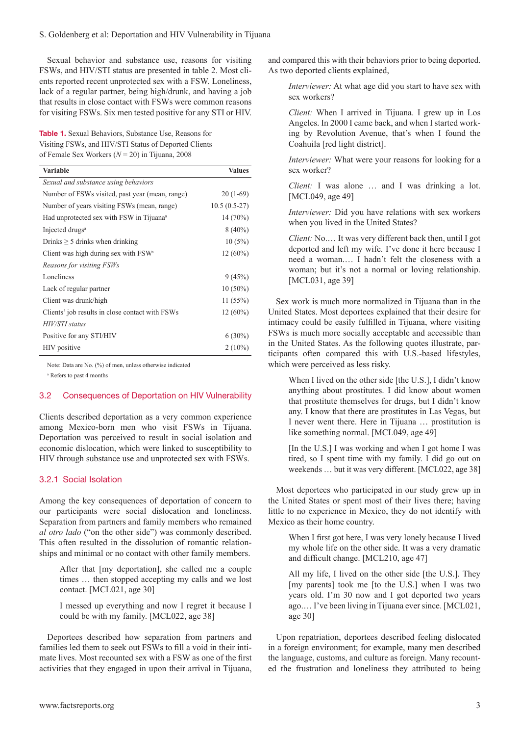Sexual behavior and substance use, reasons for visiting FSWs, and HIV/STI status are presented in table 2. Most clients reported recent unprotected sex with a FSW. Loneliness, lack of a regular partner, being high/drunk, and having a job that results in close contact with FSWs were common reasons for visiting FSWs. Six men tested positive for any STI or HIV.

**Table 1.** Sexual Behaviors, Substance Use, Reasons for Visiting FSWs, and HIV/STI Status of Deported Clients of Female Sex Workers ($N = 20$) in Tijuana, 2008

| Variable | Values |
|---|---|
| *Sexual and substance using behaviors* | |
| Number of FSWs visited, past year (mean, range) | 20 (1-69) |
| Number of years visiting FSWs (mean, range) | 10.5 (0.5-27) |
| Had unprotected sex with FSW in Tijuana[a] | 14 (70%) |
| Injected drugs[a] | 8 (40%) |
| Drinks ≥ 5 drinks when drinking | 10 (5%) |
| Client was high during sex with FSW[a] | 12 (60%) |
| *Reasons for visiting FSWs* | |
| Loneliness | 9 (45%) |
| Lack of regular partner | 10 (50%) |
| Client was drunk/high | 11 (55%) |
| Clients' job results in close contact with FSWs | 12 (60%) |
| *HIV/STI status* | |
| Positive for any STI/HIV | 6 (30%) |
| HIV positive | 2 (10%) |

Note: Data are No. (%) of men, unless otherwise indicated

[a] Refers to past 4 months

## 3.2 Consequences of Deportation on HIV Vulnerability

Clients described deportation as a very common experience among Mexico-born men who visit FSWs in Tijuana. Deportation was perceived to result in social isolation and economic dislocation, which were linked to susceptibility to HIV through substance use and unprotected sex with FSWs.

### 3.2.1 Social Isolation

Among the key consequences of deportation of concern to our participants were social dislocation and loneliness. Separation from partners and family members who remained *al otro lado* ("on the other side") was commonly described. This often resulted in the dissolution of romantic relationships and minimal or no contact with other family members.

> After that [my deportation], she called me a couple times … then stopped accepting my calls and we lost contact. [MCL021, age 30]
>
> I messed up everything and now I regret it because I could be with my family. [MCL022, age 38]

Deportees described how separation from partners and families led them to seek out FSWs to fill a void in their intimate lives. Most recounted sex with a FSW as one of the first activities that they engaged in upon their arrival in Tijuana, and compared this with their behaviors prior to being deported. As two deported clients explained,

> *Interviewer:* At what age did you start to have sex with sex workers?
>
> *Client:* When I arrived in Tijuana. I grew up in Los Angeles. In 2000 I came back, and when I started working by Revolution Avenue, that's when I found the Coahuila [red light district].
>
> *Interviewer:* What were your reasons for looking for a sex worker?
>
> *Client:* I was alone … and I was drinking a lot. [MCL049, age 49]
>
> *Interviewer:* Did you have relations with sex workers when you lived in the United States?
>
> *Client:* No.… It was very different back then, until I got deported and left my wife. I've done it here because I need a woman.… I hadn't felt the closeness with a woman; but it's not a normal or loving relationship. [MCL031, age 39]

Sex work is much more normalized in Tijuana than in the United States. Most deportees explained that their desire for intimacy could be easily fulfilled in Tijuana, where visiting FSWs is much more socially acceptable and accessible than in the United States. As the following quotes illustrate, participants often compared this with U.S.-based lifestyles, which were perceived as less risky.

> When I lived on the other side [the U.S.], I didn't know anything about prostitutes. I did know about women that prostitute themselves for drugs, but I didn't know any. I know that there are prostitutes in Las Vegas, but I never went there. Here in Tijuana … prostitution is like something normal. [MCL049, age 49]
>
> [In the U.S.] I was working and when I got home I was tired, so I spent time with my family. I did go out on weekends … but it was very different. [MCL022, age 38]

Most deportees who participated in our study grew up in the United States or spent most of their lives there; having little to no experience in Mexico, they do not identify with Mexico as their home country.

> When I first got here, I was very lonely because I lived my whole life on the other side. It was a very dramatic and difficult change. [MCL210, age 47]
>
> All my life, I lived on the other side [the U.S.]. They [my parents] took me [to the U.S.] when I was two years old. I'm 30 now and I got deported two years ago.… I've been living in Tijuana ever since. [MCL021, age 30]

Upon repatriation, deportees described feeling dislocated in a foreign environment; for example, many men described the language, customs, and culture as foreign. Many recounted the frustration and loneliness they attributed to being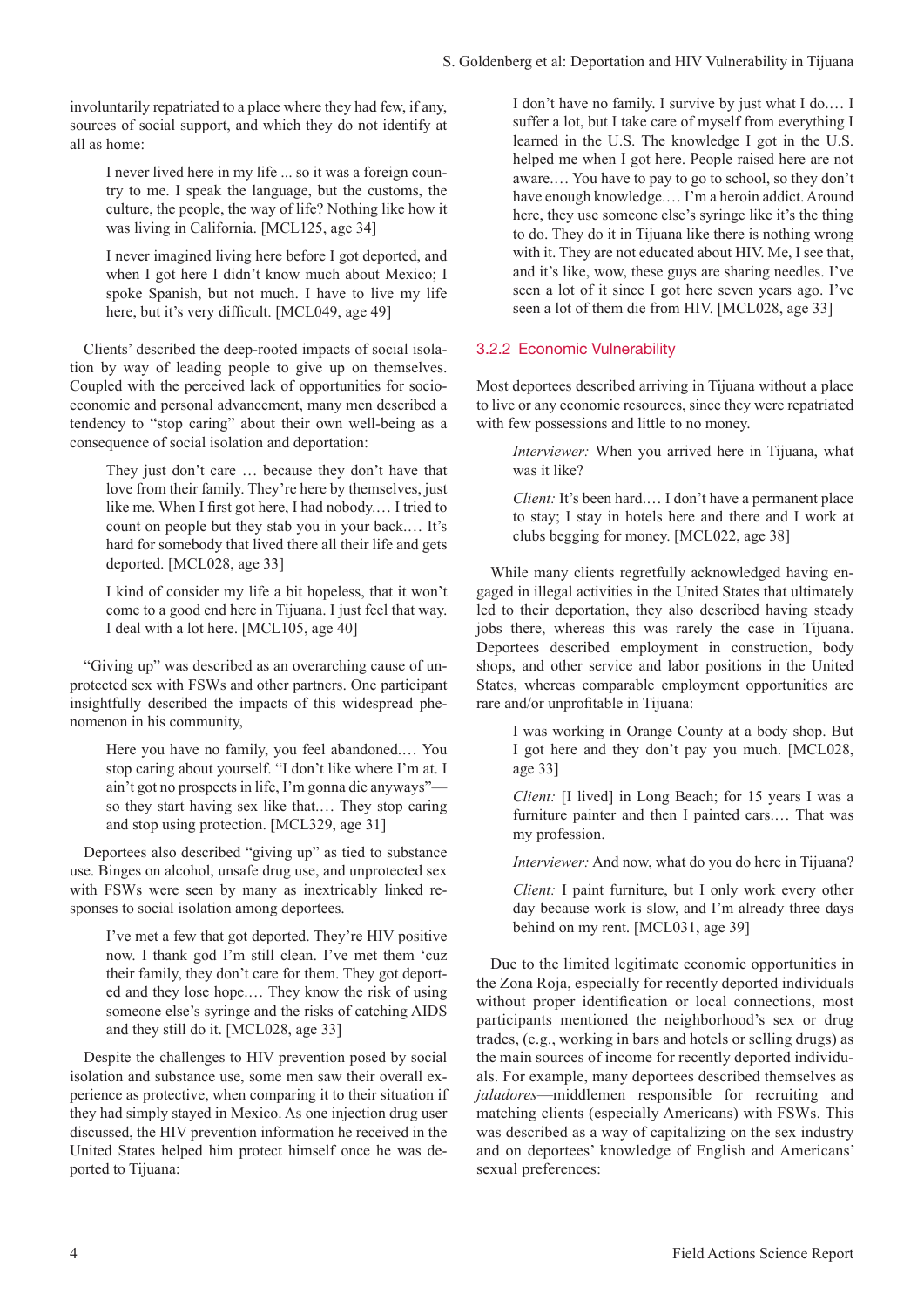involuntarily repatriated to a place where they had few, if any, sources of social support, and which they do not identify at all as home:

> I never lived here in my life ... so it was a foreign country to me. I speak the language, but the customs, the culture, the people, the way of life? Nothing like how it was living in California. [MCL125, age 34]

> I never imagined living here before I got deported, and when I got here I didn't know much about Mexico; I spoke Spanish, but not much. I have to live my life here, but it's very difficult. [MCL049, age 49]

Clients' described the deep-rooted impacts of social isolation by way of leading people to give up on themselves. Coupled with the perceived lack of opportunities for socioeconomic and personal advancement, many men described a tendency to "stop caring" about their own well-being as a consequence of social isolation and deportation:

> They just don't care … because they don't have that love from their family. They're here by themselves, just like me. When I first got here, I had nobody.… I tried to count on people but they stab you in your back.… It's hard for somebody that lived there all their life and gets deported. [MCL028, age 33]

> I kind of consider my life a bit hopeless, that it won't come to a good end here in Tijuana. I just feel that way. I deal with a lot here. [MCL105, age 40]

"Giving up" was described as an overarching cause of unprotected sex with FSWs and other partners. One participant insightfully described the impacts of this widespread phenomenon in his community,

> Here you have no family, you feel abandoned.… You stop caring about yourself. "I don't like where I'm at. I ain't got no prospects in life, I'm gonna die anyways"—so they start having sex like that.… They stop caring and stop using protection. [MCL329, age 31]

Deportees also described "giving up" as tied to substance use. Binges on alcohol, unsafe drug use, and unprotected sex with FSWs were seen by many as inextricably linked responses to social isolation among deportees.

> I've met a few that got deported. They're HIV positive now. I thank god I'm still clean. I've met them 'cuz their family, they don't care for them. They got deported and they lose hope.… They know the risk of using someone else's syringe and the risks of catching AIDS and they still do it. [MCL028, age 33]

Despite the challenges to HIV prevention posed by social isolation and substance use, some men saw their overall experience as protective, when comparing it to their situation if they had simply stayed in Mexico. As one injection drug user discussed, the HIV prevention information he received in the United States helped him protect himself once he was deported to Tijuana:

> I don't have no family. I survive by just what I do.… I suffer a lot, but I take care of myself from everything I learned in the U.S. The knowledge I got in the U.S. helped me when I got here. People raised here are not aware.… You have to pay to go to school, so they don't have enough knowledge.… I'm a heroin addict. Around here, they use someone else's syringe like it's the thing to do. They do it in Tijuana like there is nothing wrong with it. They are not educated about HIV. Me, I see that, and it's like, wow, these guys are sharing needles. I've seen a lot of it since I got here seven years ago. I've seen a lot of them die from HIV. [MCL028, age 33]

### 3.2.2 Economic Vulnerability

Most deportees described arriving in Tijuana without a place to live or any economic resources, since they were repatriated with few possessions and little to no money.

> *Interviewer:* When you arrived here in Tijuana, what was it like?
>
> *Client:* It's been hard.… I don't have a permanent place to stay; I stay in hotels here and there and I work at clubs begging for money. [MCL022, age 38]

While many clients regretfully acknowledged having engaged in illegal activities in the United States that ultimately led to their deportation, they also described having steady jobs there, whereas this was rarely the case in Tijuana. Deportees described employment in construction, body shops, and other service and labor positions in the United States, whereas comparable employment opportunities are rare and/or unprofitable in Tijuana:

> I was working in Orange County at a body shop. But I got here and they don't pay you much. [MCL028, age 33]

> *Client:* [I lived] in Long Beach; for 15 years I was a furniture painter and then I painted cars.… That was my profession.
>
> *Interviewer:* And now, what do you do here in Tijuana?
>
> *Client:* I paint furniture, but I only work every other day because work is slow, and I'm already three days behind on my rent. [MCL031, age 39]

Due to the limited legitimate economic opportunities in the Zona Roja, especially for recently deported individuals without proper identification or local connections, most participants mentioned the neighborhood's sex or drug trades, (e.g., working in bars and hotels or selling drugs) as the main sources of income for recently deported individuals. For example, many deportees described themselves as *jaladores*—middlemen responsible for recruiting and matching clients (especially Americans) with FSWs. This was described as a way of capitalizing on the sex industry and on deportees' knowledge of English and Americans' sexual preferences: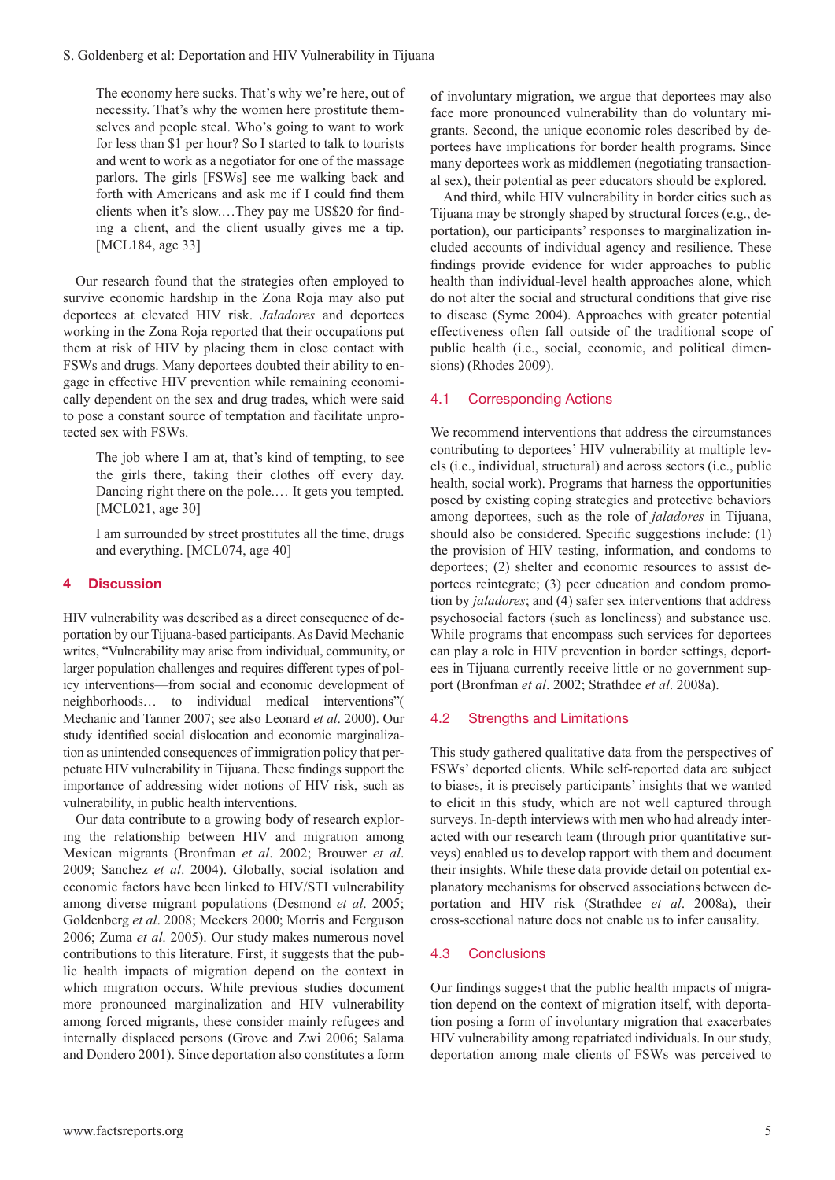> The economy here sucks. That's why we're here, out of necessity. That's why the women here prostitute themselves and people steal. Who's going to want to work for less than $1 per hour? So I started to talk to tourists and went to work as a negotiator for one of the massage parlors. The girls [FSWs] see me walking back and forth with Americans and ask me if I could find them clients when it's slow.…They pay me US$20 for finding a client, and the client usually gives me a tip. [MCL184, age 33]

Our research found that the strategies often employed to survive economic hardship in the Zona Roja may also put deportees at elevated HIV risk. *Jaladores* and deportees working in the Zona Roja reported that their occupations put them at risk of HIV by placing them in close contact with FSWs and drugs. Many deportees doubted their ability to engage in effective HIV prevention while remaining economically dependent on the sex and drug trades, which were said to pose a constant source of temptation and facilitate unprotected sex with FSWs.

> The job where I am at, that's kind of tempting, to see the girls there, taking their clothes off every day. Dancing right there on the pole.… It gets you tempted. [MCL021, age 30]

> I am surrounded by street prostitutes all the time, drugs and everything. [MCL074, age 40]

## 4 Discussion

HIV vulnerability was described as a direct consequence of deportation by our Tijuana-based participants. As David Mechanic writes, "Vulnerability may arise from individual, community, or larger population challenges and requires different types of policy interventions—from social and economic development of neighborhoods… to individual medical interventions"( Mechanic and Tanner 2007; see also Leonard *et al*. 2000). Our study identified social dislocation and economic marginalization as unintended consequences of immigration policy that perpetuate HIV vulnerability in Tijuana. These findings support the importance of addressing wider notions of HIV risk, such as vulnerability, in public health interventions.

Our data contribute to a growing body of research exploring the relationship between HIV and migration among Mexican migrants (Bronfman *et al*. 2002; Brouwer *et al*. 2009; Sanchez *et al*. 2004). Globally, social isolation and economic factors have been linked to HIV/STI vulnerability among diverse migrant populations (Desmond *et al*. 2005; Goldenberg *et al*. 2008; Meekers 2000; Morris and Ferguson 2006; Zuma *et al*. 2005). Our study makes numerous novel contributions to this literature. First, it suggests that the public health impacts of migration depend on the context in which migration occurs. While previous studies document more pronounced marginalization and HIV vulnerability among forced migrants, these consider mainly refugees and internally displaced persons (Grove and Zwi 2006; Salama and Dondero 2001). Since deportation also constitutes a form of involuntary migration, we argue that deportees may also face more pronounced vulnerability than do voluntary migrants. Second, the unique economic roles described by deportees have implications for border health programs. Since many deportees work as middlemen (negotiating transactional sex), their potential as peer educators should be explored.

And third, while HIV vulnerability in border cities such as Tijuana may be strongly shaped by structural forces (e.g., deportation), our participants' responses to marginalization included accounts of individual agency and resilience. These findings provide evidence for wider approaches to public health than individual-level health approaches alone, which do not alter the social and structural conditions that give rise to disease (Syme 2004). Approaches with greater potential effectiveness often fall outside of the traditional scope of public health (i.e., social, economic, and political dimensions) (Rhodes 2009).

### 4.1 Corresponding Actions

We recommend interventions that address the circumstances contributing to deportees' HIV vulnerability at multiple levels (i.e., individual, structural) and across sectors (i.e., public health, social work). Programs that harness the opportunities posed by existing coping strategies and protective behaviors among deportees, such as the role of *jaladores* in Tijuana, should also be considered. Specific suggestions include: (1) the provision of HIV testing, information, and condoms to deportees; (2) shelter and economic resources to assist deportees reintegrate; (3) peer education and condom promotion by *jaladores*; and (4) safer sex interventions that address psychosocial factors (such as loneliness) and substance use. While programs that encompass such services for deportees can play a role in HIV prevention in border settings, deportees in Tijuana currently receive little or no government support (Bronfman *et al*. 2002; Strathdee *et al*. 2008a).

### 4.2 Strengths and Limitations

This study gathered qualitative data from the perspectives of FSWs' deported clients. While self-reported data are subject to biases, it is precisely participants' insights that we wanted to elicit in this study, which are not well captured through surveys. In-depth interviews with men who had already interacted with our research team (through prior quantitative surveys) enabled us to develop rapport with them and document their insights. While these data provide detail on potential explanatory mechanisms for observed associations between deportation and HIV risk (Strathdee *et al*. 2008a), their cross-sectional nature does not enable us to infer causality.

### 4.3 Conclusions

Our findings suggest that the public health impacts of migration depend on the context of migration itself, with deportation posing a form of involuntary migration that exacerbates HIV vulnerability among repatriated individuals. In our study, deportation among male clients of FSWs was perceived to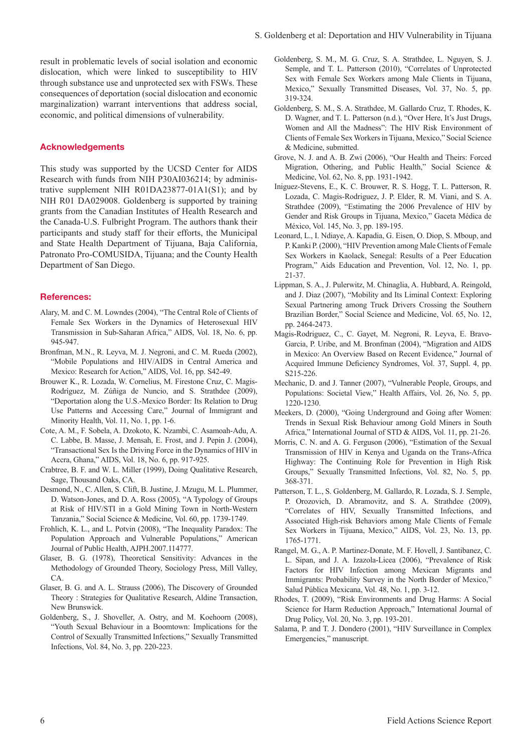result in problematic levels of social isolation and economic dislocation, which were linked to susceptibility to HIV through substance use and unprotected sex with FSWs. These consequences of deportation (social dislocation and economic marginalization) warrant interventions that address social, economic, and political dimensions of vulnerability.

## Acknowledgements

This study was supported by the UCSD Center for AIDS Research with funds from NIH P30AI036214; by administrative supplement NIH R01DA23877-01A1(S1); and by NIH R01 DA029008. Goldenberg is supported by training grants from the Canadian Institutes of Health Research and the Canada-U.S. Fulbright Program. The authors thank their participants and study staff for their efforts, the Municipal and State Health Department of Tijuana, Baja California, Patronato Pro-COMUSIDA, Tijuana; and the County Health Department of San Diego.

## References:

Alary, M. and C. M. Lowndes (2004), "The Central Role of Clients of Female Sex Workers in the Dynamics of Heterosexual HIV Transmission in Sub-Saharan Africa," AIDS, Vol. 18, No. 6, pp. 945-947.

Bronfman, M.N., R. Leyva, M. J. Negroni, and C. M. Rueda (2002), "Mobile Populations and HIV/AIDS in Central America and Mexico: Research for Action," AIDS, Vol. 16, pp. S42-49.

Brouwer K., R. Lozada, W. Cornelius, M. Firestone Cruz, C. Magis-Rodríguez, M. Zúñiga de Nuncio, and S. Strathdee (2009), "Deportation along the U.S.-Mexico Border: Its Relation to Drug Use Patterns and Accessing Care," Journal of Immigrant and Minority Health, Vol. 11, No. 1, pp. 1-6.

Cote, A. M., F. Sobela, A. Dzokoto, K. Nzambi, C. Asamoah-Adu, A. C. Labbe, B. Masse, J. Mensah, E. Frost, and J. Pepin J. (2004), "Transactional Sex Is the Driving Force in the Dynamics of HIV in Accra, Ghana," AIDS, Vol. 18, No. 6, pp. 917-925.

Crabtree, B. F. and W. L. Miller (1999), Doing Qualitative Research, Sage, Thousand Oaks, CA.

Desmond, N., C. Allen, S. Clift, B. Justine, J. Mzugu, M. L. Plummer, D. Watson-Jones, and D. A. Ross (2005), "A Typology of Groups at Risk of HIV/STI in a Gold Mining Town in North-Western Tanzania," Social Science & Medicine, Vol. 60, pp. 1739-1749.

Frohlich, K. L., and L. Potvin (2008), "The Inequality Paradox: The Population Approach and Vulnerable Populations," American Journal of Public Health, AJPH.2007.114777.

Glaser, B. G. (1978), Theoretical Sensitivity: Advances in the Methodology of Grounded Theory, Sociology Press, Mill Valley, CA.

Glaser, B. G. and A. L. Strauss (2006), The Discovery of Grounded Theory : Strategies for Qualitative Research, Aldine Transaction, New Brunswick.

Goldenberg, S., J. Shoveller, A. Ostry, and M. Koehoorn (2008), "Youth Sexual Behaviour in a Boomtown: Implications for the Control of Sexually Transmitted Infections," Sexually Transmitted Infections, Vol. 84, No. 3, pp. 220-223.

Goldenberg, S. M., M. G. Cruz, S. A. Strathdee, L. Nguyen, S. J. Semple, and T. L. Patterson (2010), "Correlates of Unprotected Sex with Female Sex Workers among Male Clients in Tijuana, Mexico," Sexually Transmitted Diseases, Vol. 37, No. 5, pp. 319-324.

Goldenberg, S. M., S. A. Strathdee, M. Gallardo Cruz, T. Rhodes, K. D. Wagner, and T. L. Patterson (n.d.), "Over Here, It's Just Drugs, Women and All the Madness": The HIV Risk Environment of Clients of Female Sex Workers in Tijuana, Mexico," Social Science & Medicine, submitted.

Grove, N. J. and A. B. Zwi (2006), "Our Health and Theirs: Forced Migration, Othering, and Public Health," Social Science & Medicine, Vol. 62, No. 8, pp. 1931-1942.

Iniguez-Stevens, E., K. C. Brouwer, R. S. Hogg, T. L. Patterson, R. Lozada, C. Magis-Rodriguez, J. P. Elder, R. M. Viani, and S. A. Strathdee (2009), "Estimating the 2006 Prevalence of HIV by Gender and Risk Groups in Tijuana, Mexico," Gaceta Médica de México, Vol. 145, No. 3, pp. 189-195.

Leonard, L., I. Ndiaye, A. Kapadia, G. Eisen, O. Diop, S. Mboup, and P. Kanki P. (2000), "HIV Prevention among Male Clients of Female Sex Workers in Kaolack, Senegal: Results of a Peer Education Program," Aids Education and Prevention, Vol. 12, No. 1, pp. 21-37.

Lippman, S. A., J. Pulerwitz, M. Chinaglia, A. Hubbard, A. Reingold, and J. Diaz (2007), "Mobility and Its Liminal Context: Exploring Sexual Partnering among Truck Drivers Crossing the Southern Brazilian Border," Social Science and Medicine, Vol. 65, No. 12, pp. 2464-2473.

Magis-Rodriguez, C., C. Gayet, M. Negroni, R. Leyva, E. Bravo-Garcia, P. Uribe, and M. Bronfman (2004), "Migration and AIDS in Mexico: An Overview Based on Recent Evidence," Journal of Acquired Immune Deficiency Syndromes, Vol. 37, Suppl. 4, pp. S215-226.

Mechanic, D. and J. Tanner (2007), "Vulnerable People, Groups, and Populations: Societal View," Health Affairs, Vol. 26, No. 5, pp. 1220-1230.

Meekers, D. (2000), "Going Underground and Going after Women: Trends in Sexual Risk Behaviour among Gold Miners in South Africa," International Journal of STD & AIDS, Vol. 11, pp. 21-26.

Morris, C. N. and A. G. Ferguson (2006), "Estimation of the Sexual Transmission of HIV in Kenya and Uganda on the Trans-Africa Highway: The Continuing Role for Prevention in High Risk Groups," Sexually Transmitted Infections, Vol. 82, No. 5, pp. 368-371.

Patterson, T. L., S. Goldenberg, M. Gallardo, R. Lozada, S. J. Semple, P. Orozovich, D. Abramovitz, and S. A. Strathdee (2009), "Correlates of HIV, Sexually Transmitted Infections, and Associated High-risk Behaviors among Male Clients of Female Sex Workers in Tijuana, Mexico," AIDS, Vol. 23, No. 13, pp. 1765-1771.

Rangel, M. G., A. P. Martinez-Donate, M. F. Hovell, J. Santibanez, C. L. Sipan, and J. A. Izazola-Licea (2006), "Prevalence of Risk Factors for HIV Infection among Mexican Migrants and Immigrants: Probability Survey in the North Border of Mexico," Salud Pública Mexicana, Vol. 48, No. 1, pp. 3-12.

Rhodes, T. (2009), "Risk Environments and Drug Harms: A Social Science for Harm Reduction Approach," International Journal of Drug Policy, Vol. 20, No. 3, pp. 193-201.

Salama, P. and T. J. Dondero (2001), "HIV Surveillance in Complex Emergencies," manuscript.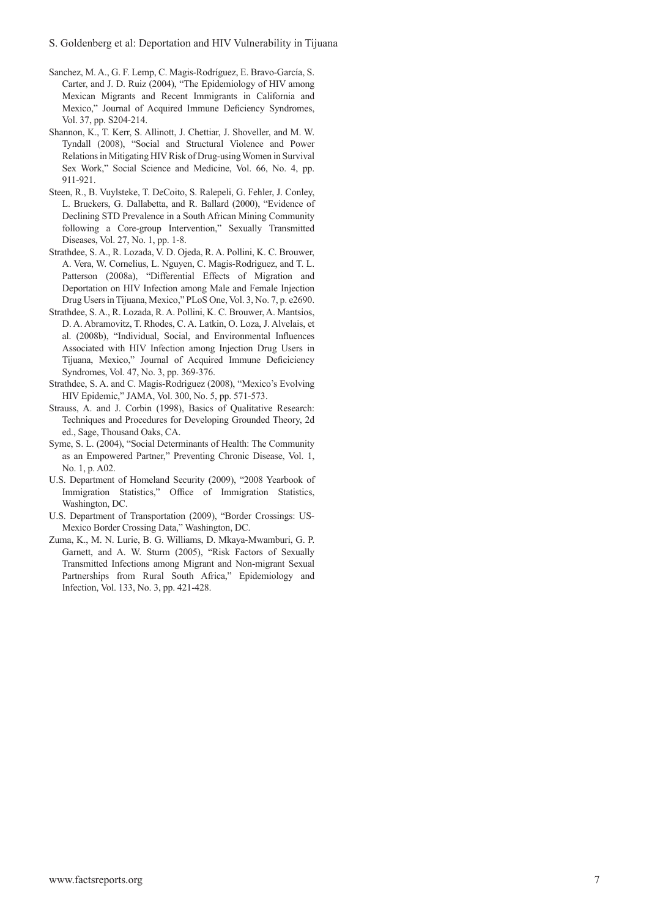Sanchez, M. A., G. F. Lemp, C. Magis-Rodríguez, E. Bravo-García, S. Carter, and J. D. Ruiz (2004), "The Epidemiology of HIV among Mexican Migrants and Recent Immigrants in California and Mexico," Journal of Acquired Immune Deficiency Syndromes, Vol. 37, pp. S204-214.

Shannon, K., T. Kerr, S. Allinott, J. Chettiar, J. Shoveller, and M. W. Tyndall (2008), "Social and Structural Violence and Power Relations in Mitigating HIV Risk of Drug-using Women in Survival Sex Work," Social Science and Medicine, Vol. 66, No. 4, pp. 911-921.

Steen, R., B. Vuylsteke, T. DeCoito, S. Ralepeli, G. Fehler, J. Conley, L. Bruckers, G. Dallabetta, and R. Ballard (2000), "Evidence of Declining STD Prevalence in a South African Mining Community following a Core-group Intervention," Sexually Transmitted Diseases, Vol. 27, No. 1, pp. 1-8.

Strathdee, S. A., R. Lozada, V. D. Ojeda, R. A. Pollini, K. C. Brouwer, A. Vera, W. Cornelius, L. Nguyen, C. Magis-Rodriguez, and T. L. Patterson (2008a), "Differential Effects of Migration and Deportation on HIV Infection among Male and Female Injection Drug Users in Tijuana, Mexico," PLoS One, Vol. 3, No. 7, p. e2690.

Strathdee, S. A., R. Lozada, R. A. Pollini, K. C. Brouwer, A. Mantsios, D. A. Abramovitz, T. Rhodes, C. A. Latkin, O. Loza, J. Alvelais, et al. (2008b), "Individual, Social, and Environmental Influences Associated with HIV Infection among Injection Drug Users in Tijuana, Mexico," Journal of Acquired Immune Deficiciency Syndromes, Vol. 47, No. 3, pp. 369-376.

Strathdee, S. A. and C. Magis-Rodriguez (2008), "Mexico's Evolving HIV Epidemic," JAMA, Vol. 300, No. 5, pp. 571-573.

Strauss, A. and J. Corbin (1998), Basics of Qualitative Research: Techniques and Procedures for Developing Grounded Theory, 2d ed., Sage, Thousand Oaks, CA.

Syme, S. L. (2004), "Social Determinants of Health: The Community as an Empowered Partner," Preventing Chronic Disease, Vol. 1, No. 1, p. A02.

U.S. Department of Homeland Security (2009), "2008 Yearbook of Immigration Statistics," Office of Immigration Statistics, Washington, DC.

U.S. Department of Transportation (2009), "Border Crossings: US-Mexico Border Crossing Data," Washington, DC.

Zuma, K., M. N. Lurie, B. G. Williams, D. Mkaya-Mwamburi, G. P. Garnett, and A. W. Sturm (2005), "Risk Factors of Sexually Transmitted Infections among Migrant and Non-migrant Sexual Partnerships from Rural South Africa," Epidemiology and Infection, Vol. 133, No. 3, pp. 421-428.